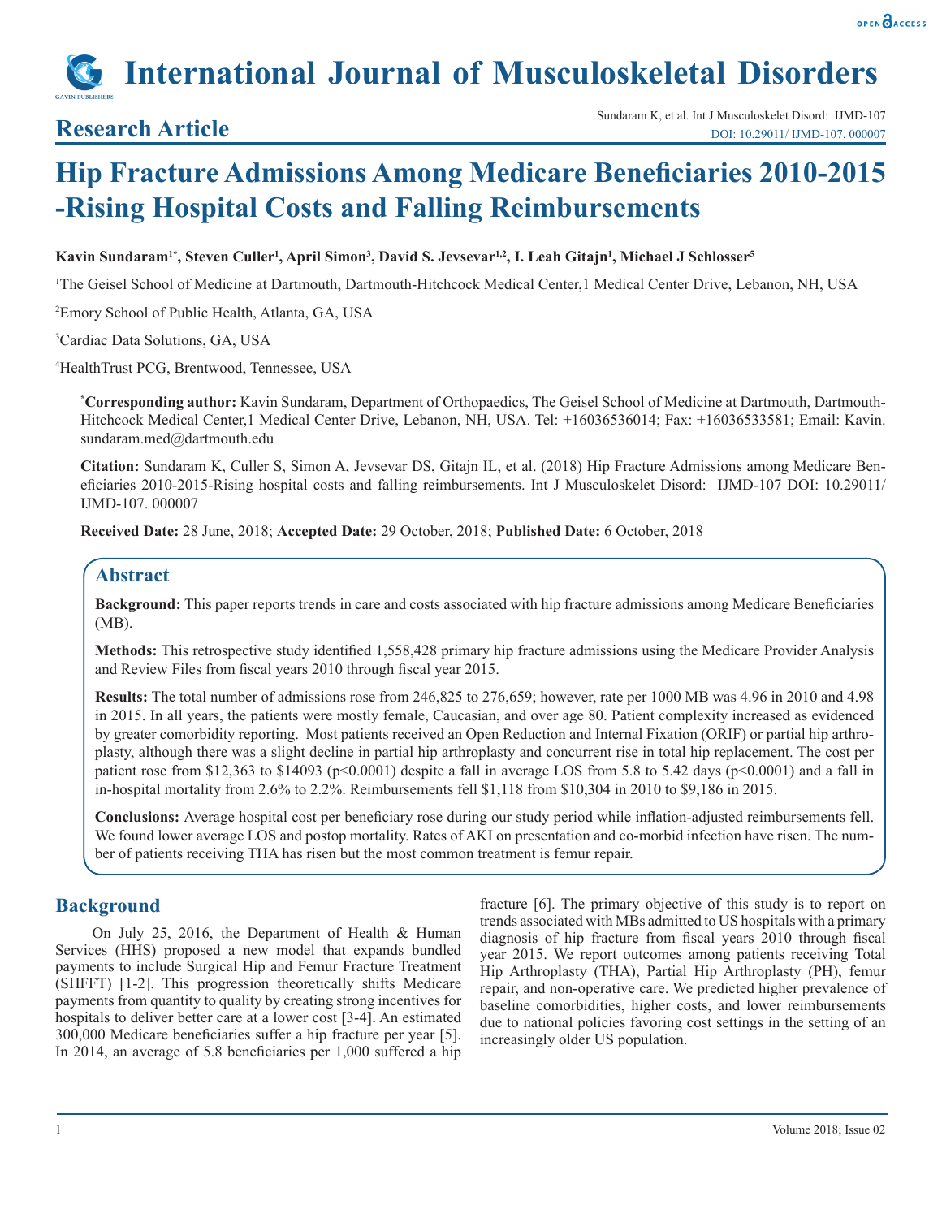# Hip Fracture Admissions Among Medicare Beneficiaries 2010-2015 -Rising Hospital Costs and Falling Reimbursements

**Research Article**

**Kavin Sundaram[1*], Steven Culler[1], April Simon[3], David S. Jevsevar[1,2], I. Leah Gitajn[1], Michael J Schlosser[5]**

[1]The Geisel School of Medicine at Dartmouth, Dartmouth-Hitchcock Medical Center,1 Medical Center Drive, Lebanon, NH, USA

[2]Emory School of Public Health, Atlanta, GA, USA

[3]Cardiac Data Solutions, GA, USA

[4]HealthTrust PCG, Brentwood, Tennessee, USA

**\*Corresponding author:** Kavin Sundaram, Department of Orthopaedics, The Geisel School of Medicine at Dartmouth, Dartmouth-Hitchcock Medical Center,1 Medical Center Drive, Lebanon, NH, USA. Tel: +16036536014; Fax: +16036533581; Email: Kavin.sundaram.med@dartmouth.edu

**Citation:** Sundaram K, Culler S, Simon A, Jevsevar DS, Gitajn IL, et al. (2018) Hip Fracture Admissions among Medicare Beneficiaries 2010-2015-Rising hospital costs and falling reimbursements. Int J Musculoskelet Disord: IJMD-107 DOI: 10.29011/IJMD-107. 000007

**Received Date:** 28 June, 2018; **Accepted Date:** 29 October, 2018; **Published Date:** 6 October, 2018

## Abstract

**Background:** This paper reports trends in care and costs associated with hip fracture admissions among Medicare Beneficiaries (MB).

**Methods:** This retrospective study identified 1,558,428 primary hip fracture admissions using the Medicare Provider Analysis and Review Files from fiscal years 2010 through fiscal year 2015.

**Results:** The total number of admissions rose from 246,825 to 276,659; however, rate per 1000 MB was 4.96 in 2010 and 4.98 in 2015. In all years, the patients were mostly female, Caucasian, and over age 80. Patient complexity increased as evidenced by greater comorbidity reporting. Most patients received an Open Reduction and Internal Fixation (ORIF) or partial hip arthroplasty, although there was a slight decline in partial hip arthroplasty and concurrent rise in total hip replacement. The cost per patient rose from \$12,363 to \$14093 ($p<0.0001$) despite a fall in average LOS from 5.8 to 5.42 days ($p<0.0001$) and a fall in in-hospital mortality from 2.6% to 2.2%. Reimbursements fell \$1,118 from \$10,304 in 2010 to \$9,186 in 2015.

**Conclusions:** Average hospital cost per beneficiary rose during our study period while inflation-adjusted reimbursements fell. We found lower average LOS and postop mortality. Rates of AKI on presentation and co-morbid infection have risen. The number of patients receiving THA has risen but the most common treatment is femur repair.

## Background

On July 25, 2016, the Department of Health & Human Services (HHS) proposed a new model that expands bundled payments to include Surgical Hip and Femur Fracture Treatment (SHFFT) [1-2]. This progression theoretically shifts Medicare payments from quantity to quality by creating strong incentives for hospitals to deliver better care at a lower cost [3-4]. An estimated 300,000 Medicare beneficiaries suffer a hip fracture per year [5]. In 2014, an average of 5.8 beneficiaries per 1,000 suffered a hip fracture [6]. The primary objective of this study is to report on trends associated with MBs admitted to US hospitals with a primary diagnosis of hip fracture from fiscal years 2010 through fiscal year 2015. We report outcomes among patients receiving Total Hip Arthroplasty (THA), Partial Hip Arthroplasty (PH), femur repair, and non-operative care. We predicted higher prevalence of baseline comorbidities, higher costs, and lower reimbursements due to national policies favoring cost settings in the setting of an increasingly older US population.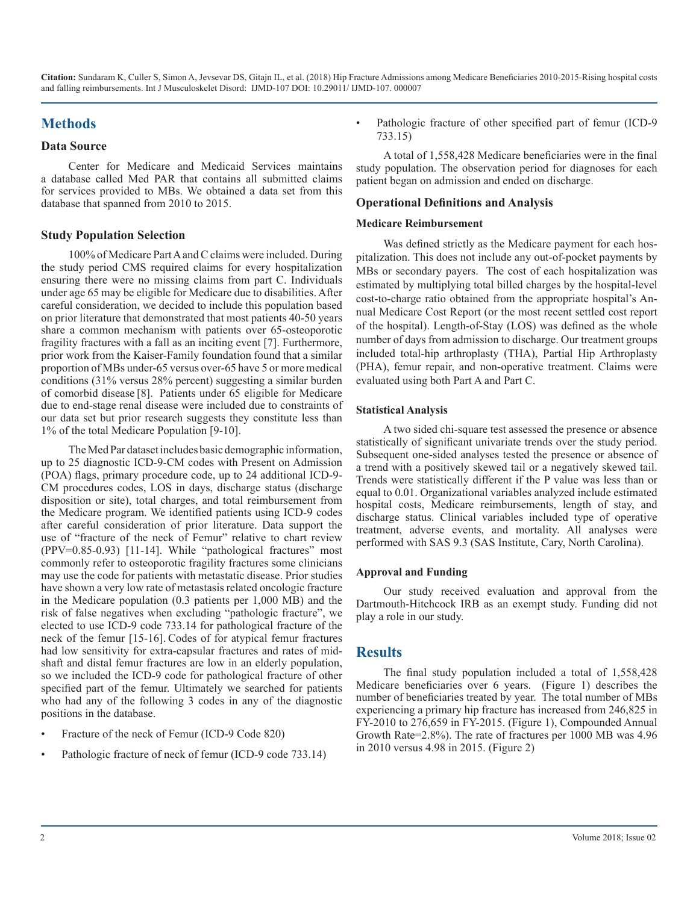## Methods

### Data Source

Center for Medicare and Medicaid Services maintains a database called Med PAR that contains all submitted claims for services provided to MBs. We obtained a data set from this database that spanned from 2010 to 2015.

### Study Population Selection

100% of Medicare Part A and C claims were included. During the study period CMS required claims for every hospitalization ensuring there were no missing claims from part C. Individuals under age 65 may be eligible for Medicare due to disabilities. After careful consideration, we decided to include this population based on prior literature that demonstrated that most patients 40-50 years share a common mechanism with patients over 65-osteoporotic fragility fractures with a fall as an inciting event [7]. Furthermore, prior work from the Kaiser-Family foundation found that a similar proportion of MBs under-65 versus over-65 have 5 or more medical conditions (31% versus 28% percent) suggesting a similar burden of comorbid disease [8]. Patients under 65 eligible for Medicare due to end-stage renal disease were included due to constraints of our data set but prior research suggests they constitute less than 1% of the total Medicare Population [9-10].

The Med Par dataset includes basic demographic information, up to 25 diagnostic ICD-9-CM codes with Present on Admission (POA) flags, primary procedure code, up to 24 additional ICD-9-CM procedures codes, LOS in days, discharge status (discharge disposition or site), total charges, and total reimbursement from the Medicare program. We identified patients using ICD-9 codes after careful consideration of prior literature. Data support the use of "fracture of the neck of Femur" relative to chart review (PPV=0.85-0.93) [11-14]. While "pathological fractures" most commonly refer to osteoporotic fragility fractures some clinicians may use the code for patients with metastatic disease. Prior studies have shown a very low rate of metastasis related oncologic fracture in the Medicare population (0.3 patients per 1,000 MB) and the risk of false negatives when excluding "pathologic fracture", we elected to use ICD-9 code 733.14 for pathological fracture of the neck of the femur [15-16]. Codes of for atypical femur fractures had low sensitivity for extra-capsular fractures and rates of mid-shaft and distal femur fractures are low in an elderly population, so we included the ICD-9 code for pathological fracture of other specified part of the femur. Ultimately we searched for patients who had any of the following 3 codes in any of the diagnostic positions in the database.

- Fracture of the neck of Femur (ICD-9 Code 820)
- Pathologic fracture of neck of femur (ICD-9 code 733.14)
- Pathologic fracture of other specified part of femur (ICD-9 733.15)

A total of 1,558,428 Medicare beneficiaries were in the final study population. The observation period for diagnoses for each patient began on admission and ended on discharge.

### Operational Definitions and Analysis

#### Medicare Reimbursement

Was defined strictly as the Medicare payment for each hospitalization. This does not include any out-of-pocket payments by MBs or secondary payers. The cost of each hospitalization was estimated by multiplying total billed charges by the hospital-level cost-to-charge ratio obtained from the appropriate hospital's Annual Medicare Cost Report (or the most recent settled cost report of the hospital). Length-of-Stay (LOS) was defined as the whole number of days from admission to discharge. Our treatment groups included total-hip arthroplasty (THA), Partial Hip Arthroplasty (PHA), femur repair, and non-operative treatment. Claims were evaluated using both Part A and Part C.

#### Statistical Analysis

A two sided chi-square test assessed the presence or absence statistically of significant univariate trends over the study period. Subsequent one-sided analyses tested the presence or absence of a trend with a positively skewed tail or a negatively skewed tail. Trends were statistically different if the P value was less than or equal to 0.01. Organizational variables analyzed include estimated hospital costs, Medicare reimbursements, length of stay, and discharge status. Clinical variables included type of operative treatment, adverse events, and mortality. All analyses were performed with SAS 9.3 (SAS Institute, Cary, North Carolina).

#### Approval and Funding

Our study received evaluation and approval from the Dartmouth-Hitchcock IRB as an exempt study. Funding did not play a role in our study.

## Results

The final study population included a total of 1,558,428 Medicare beneficiaries over 6 years. (Figure 1) describes the number of beneficiaries treated by year. The total number of MBs experiencing a primary hip fracture has increased from 246,825 in FY-2010 to 276,659 in FY-2015. (Figure 1), Compounded Annual Growth Rate=2.8%). The rate of fractures per 1000 MB was 4.96 in 2010 versus 4.98 in 2015. (Figure 2)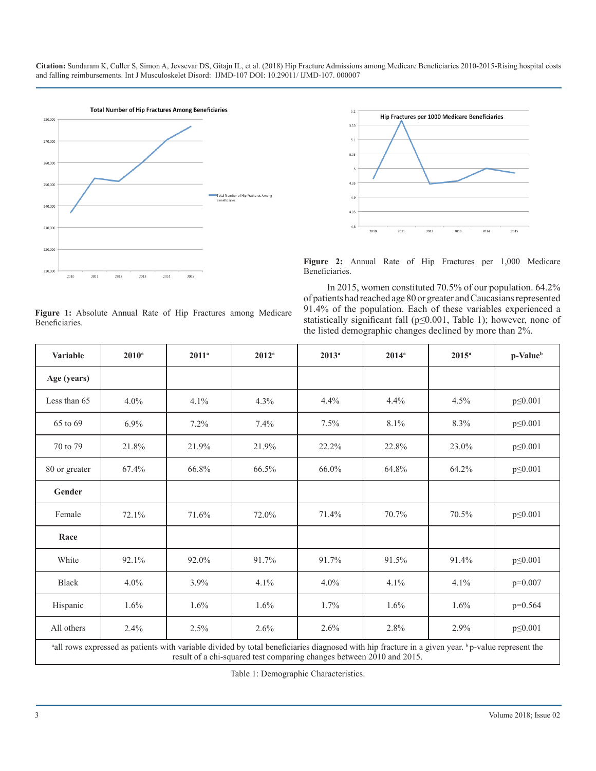Figure 1: Absolute Annual Rate of Hip Fractures among Medicare Beneficiaries.

Figure 2: Annual Rate of Hip Fractures per 1,000 Medicare Beneficiaries.

In 2015, women constituted 70.5% of our population. 64.2% of patients had reached age 80 or greater and Caucasians represented 91.4% of the population. Each of these variables experienced a statistically significant fall ($p \leq 0.001$, Table 1); however, none of the listed demographic changes declined by more than 2%.

| Variable | 2010[a] | 2011[a] | 2012[a] | 2013[a] | 2014[a] | 2015[a] | p-Value[b] |
|---|---|---|---|---|---|---|---|
| **Age (years)** | | | | | | | |
| Less than 65 | 4.0% | 4.1% | 4.3% | 4.4% | 4.4% | 4.5% | p≤0.001 |
| 65 to 69 | 6.9% | 7.2% | 7.4% | 7.5% | 8.1% | 8.3% | p≤0.001 |
| 70 to 79 | 21.8% | 21.9% | 21.9% | 22.2% | 22.8% | 23.0% | p≤0.001 |
| 80 or greater | 67.4% | 66.8% | 66.5% | 66.0% | 64.8% | 64.2% | p≤0.001 |
| **Gender** | | | | | | | |
| Female | 72.1% | 71.6% | 72.0% | 71.4% | 70.7% | 70.5% | p≤0.001 |
| **Race** | | | | | | | |
| White | 92.1% | 92.0% | 91.7% | 91.7% | 91.5% | 91.4% | p≤0.001 |
| Black | 4.0% | 3.9% | 4.1% | 4.0% | 4.1% | 4.1% | p=0.007 |
| Hispanic | 1.6% | 1.6% | 1.6% | 1.7% | 1.6% | 1.6% | p=0.564 |
| All others | 2.4% | 2.5% | 2.6% | 2.6% | 2.8% | 2.9% | p≤0.001 |

[a]all rows expressed as patients with variable divided by total beneficiaries diagnosed with hip fracture in a given year. [b]p-value represent the result of a chi-squared test comparing changes between 2010 and 2015.

Table 1: Demographic Characteristics.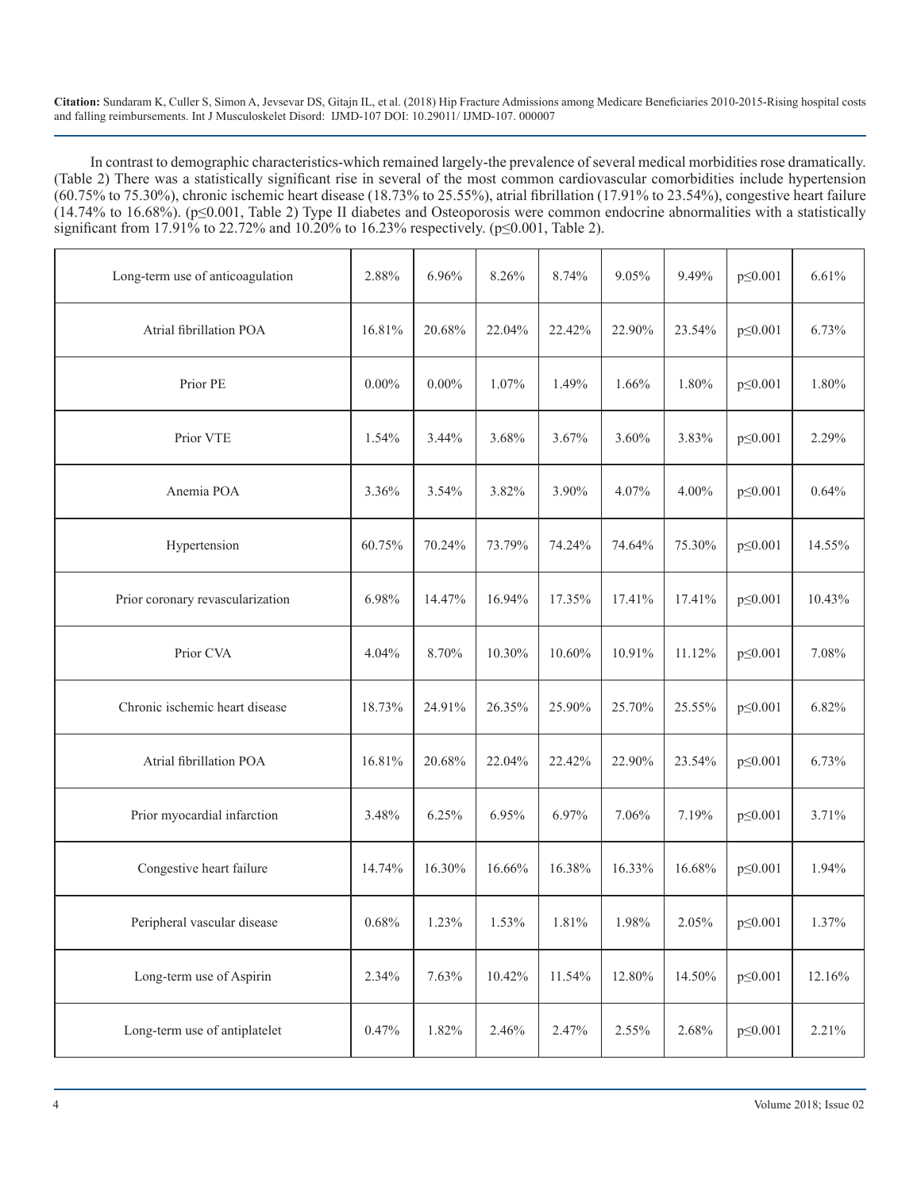In contrast to demographic characteristics-which remained largely-the prevalence of several medical morbidities rose dramatically. (Table 2) There was a statistically significant rise in several of the most common cardiovascular comorbidities include hypertension (60.75% to 75.30%), chronic ischemic heart disease (18.73% to 25.55%), atrial fibrillation (17.91% to 23.54%), congestive heart failure (14.74% to 16.68%). (p≤0.001, Table 2) Type II diabetes and Osteoporosis were common endocrine abnormalities with a statistically significant from 17.91% to 22.72% and 10.20% to 16.23% respectively. (p≤0.001, Table 2).

| | | | | | | | | |
|---|---|---|---|---|---|---|---|---|
| Long-term use of anticoagulation | 2.88% | 6.96% | 8.26% | 8.74% | 9.05% | 9.49% | p≤0.001 | 6.61% |
| Atrial fibrillation POA | 16.81% | 20.68% | 22.04% | 22.42% | 22.90% | 23.54% | p≤0.001 | 6.73% |
| Prior PE | 0.00% | 0.00% | 1.07% | 1.49% | 1.66% | 1.80% | p≤0.001 | 1.80% |
| Prior VTE | 1.54% | 3.44% | 3.68% | 3.67% | 3.60% | 3.83% | p≤0.001 | 2.29% |
| Anemia POA | 3.36% | 3.54% | 3.82% | 3.90% | 4.07% | 4.00% | p≤0.001 | 0.64% |
| Hypertension | 60.75% | 70.24% | 73.79% | 74.24% | 74.64% | 75.30% | p≤0.001 | 14.55% |
| Prior coronary revascularization | 6.98% | 14.47% | 16.94% | 17.35% | 17.41% | 17.41% | p≤0.001 | 10.43% |
| Prior CVA | 4.04% | 8.70% | 10.30% | 10.60% | 10.91% | 11.12% | p≤0.001 | 7.08% |
| Chronic ischemic heart disease | 18.73% | 24.91% | 26.35% | 25.90% | 25.70% | 25.55% | p≤0.001 | 6.82% |
| Atrial fibrillation POA | 16.81% | 20.68% | 22.04% | 22.42% | 22.90% | 23.54% | p≤0.001 | 6.73% |
| Prior myocardial infarction | 3.48% | 6.25% | 6.95% | 6.97% | 7.06% | 7.19% | p≤0.001 | 3.71% |
| Congestive heart failure | 14.74% | 16.30% | 16.66% | 16.38% | 16.33% | 16.68% | p≤0.001 | 1.94% |
| Peripheral vascular disease | 0.68% | 1.23% | 1.53% | 1.81% | 1.98% | 2.05% | p≤0.001 | 1.37% |
| Long-term use of Aspirin | 2.34% | 7.63% | 10.42% | 11.54% | 12.80% | 14.50% | p≤0.001 | 12.16% |
| Long-term use of antiplatelet | 0.47% | 1.82% | 2.46% | 2.47% | 2.55% | 2.68% | p≤0.001 | 2.21% |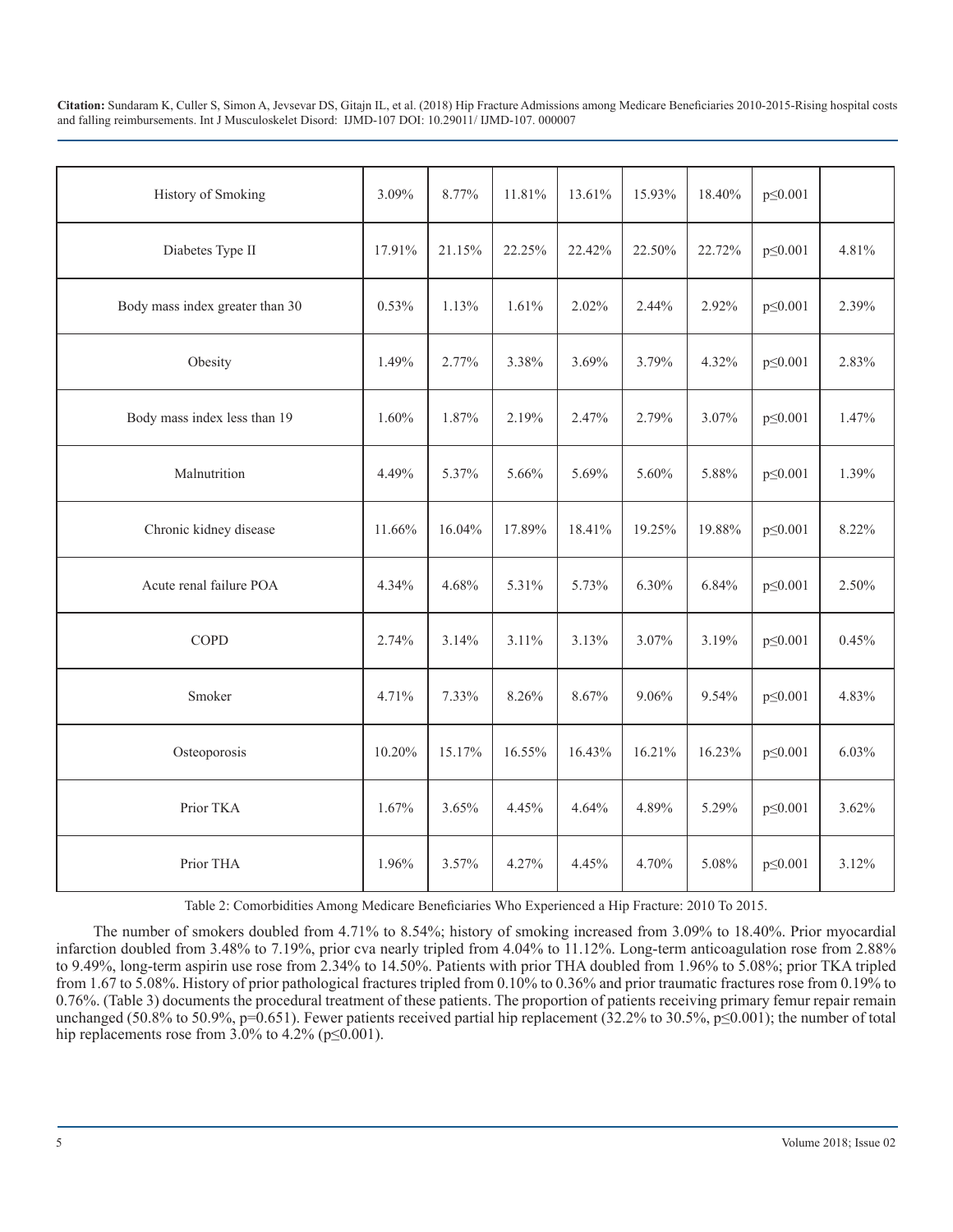| History of Smoking | 3.09% | 8.77% | 11.81% | 13.61% | 15.93% | 18.40% | p≤0.001 | |
|---|---|---|---|---|---|---|---|---|
| Diabetes Type II | 17.91% | 21.15% | 22.25% | 22.42% | 22.50% | 22.72% | p≤0.001 | 4.81% |
| Body mass index greater than 30 | 0.53% | 1.13% | 1.61% | 2.02% | 2.44% | 2.92% | p≤0.001 | 2.39% |
| Obesity | 1.49% | 2.77% | 3.38% | 3.69% | 3.79% | 4.32% | p≤0.001 | 2.83% |
| Body mass index less than 19 | 1.60% | 1.87% | 2.19% | 2.47% | 2.79% | 3.07% | p≤0.001 | 1.47% |
| Malnutrition | 4.49% | 5.37% | 5.66% | 5.69% | 5.60% | 5.88% | p≤0.001 | 1.39% |
| Chronic kidney disease | 11.66% | 16.04% | 17.89% | 18.41% | 19.25% | 19.88% | p≤0.001 | 8.22% |
| Acute renal failure POA | 4.34% | 4.68% | 5.31% | 5.73% | 6.30% | 6.84% | p≤0.001 | 2.50% |
| COPD | 2.74% | 3.14% | 3.11% | 3.13% | 3.07% | 3.19% | p≤0.001 | 0.45% |
| Smoker | 4.71% | 7.33% | 8.26% | 8.67% | 9.06% | 9.54% | p≤0.001 | 4.83% |
| Osteoporosis | 10.20% | 15.17% | 16.55% | 16.43% | 16.21% | 16.23% | p≤0.001 | 6.03% |
| Prior TKA | 1.67% | 3.65% | 4.45% | 4.64% | 4.89% | 5.29% | p≤0.001 | 3.62% |
| Prior THA | 1.96% | 3.57% | 4.27% | 4.45% | 4.70% | 5.08% | p≤0.001 | 3.12% |

Table 2: Comorbidities Among Medicare Beneficiaries Who Experienced a Hip Fracture: 2010 To 2015.

The number of smokers doubled from 4.71% to 8.54%; history of smoking increased from 3.09% to 18.40%. Prior myocardial infarction doubled from 3.48% to 7.19%, prior cva nearly tripled from 4.04% to 11.12%. Long-term anticoagulation rose from 2.88% to 9.49%, long-term aspirin use rose from 2.34% to 14.50%. Patients with prior THA doubled from 1.96% to 5.08%; prior TKA tripled from 1.67 to 5.08%. History of prior pathological fractures tripled from 0.10% to 0.36% and prior traumatic fractures rose from 0.19% to 0.76%. (Table 3) documents the procedural treatment of these patients. The proportion of patients receiving primary femur repair remain unchanged (50.8% to 50.9%, p=0.651). Fewer patients received partial hip replacement (32.2% to 30.5%, p≤0.001); the number of total hip replacements rose from 3.0% to 4.2% (p≤0.001).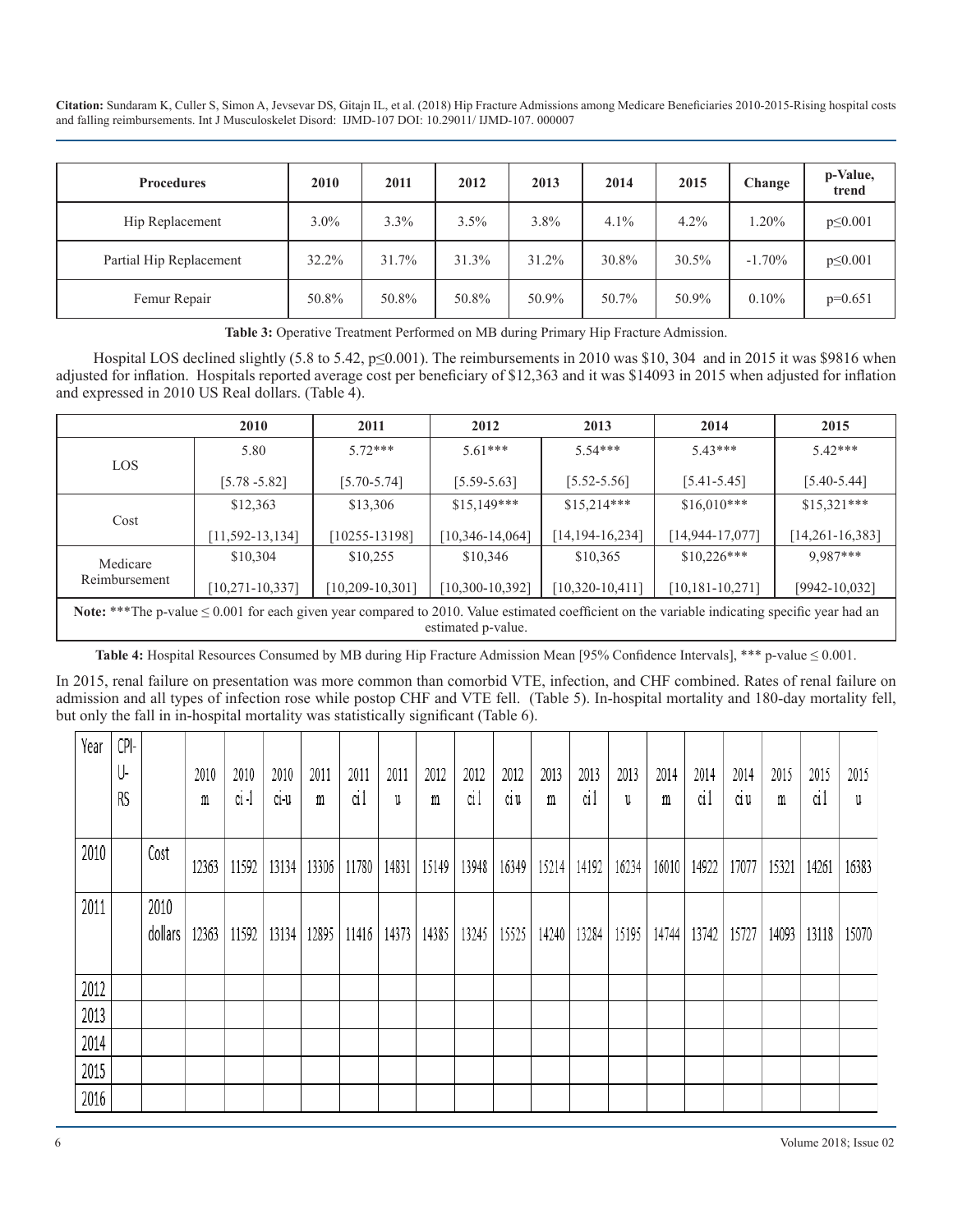| Procedures | 2010 | 2011 | 2012 | 2013 | 2014 | 2015 | Change | p-Value, trend |
|---|---|---|---|---|---|---|---|---|
| Hip Replacement | 3.0% | 3.3% | 3.5% | 3.8% | 4.1% | 4.2% | 1.20% | p≤0.001 |
| Partial Hip Replacement | 32.2% | 31.7% | 31.3% | 31.2% | 30.8% | 30.5% | -1.70% | p≤0.001 |
| Femur Repair | 50.8% | 50.8% | 50.8% | 50.9% | 50.7% | 50.9% | 0.10% | p=0.651 |

**Table 3:** Operative Treatment Performed on MB during Primary Hip Fracture Admission.

Hospital LOS declined slightly (5.8 to 5.42, p≤0.001). The reimbursements in 2010 was $10, 304 and in 2015 it was $9816 when adjusted for inflation. Hospitals reported average cost per beneficiary of $12,363 and it was $14093 in 2015 when adjusted for inflation and expressed in 2010 US Real dollars. (Table 4).

| | 2010 | 2011 | 2012 | 2013 | 2014 | 2015 |
|---|---|---|---|---|---|---|
| LOS | 5.80 | 5.72*** | 5.61*** | 5.54*** | 5.43*** | 5.42*** |
| | [5.78 -5.82] | [5.70-5.74] | [5.59-5.63] | [5.52-5.56] | [5.41-5.45] | [5.40-5.44] |
| Cost | $12,363 | $13,306 | $15,149*** | $15,214*** | $16,010*** | $15,321*** |
| | [11,592-13,134] | [10255-13198] | [10,346-14,064] | [14,194-16,234] | [14,944-17,077] | [14,261-16,383] |
| Medicare Reimbursement | $10,304 | $10,255 | $10,346 | $10,365 | $10,226*** | 9,987*** |
| | [10,271-10,337] | [10,209-10,301] | [10,300-10,392] | [10,320-10,411] | [10,181-10,271] | [9942-10,032] |

**Note:** ***The p-value ≤ 0.001 for each given year compared to 2010. Value estimated coefficient on the variable indicating specific year had an estimated p-value.

**Table 4:** Hospital Resources Consumed by MB during Hip Fracture Admission Mean [95% Confidence Intervals], *** p-value ≤ 0.001.

In 2015, renal failure on presentation was more common than comorbid VTE, infection, and CHF combined. Rates of renal failure on admission and all types of infection rose while postop CHF and VTE fell. (Table 5). In-hospital mortality and 180-day mortality fell, but only the fall in in-hospital mortality was statistically significant (Table 6).

| Year | CPI-U-RS | | 2010 m | 2010 ci-l | 2010 ci-u | 2011 m | 2011 cil | 2011 u | 2012 m | 2012 cil | 2012 ciu | 2013 m | 2013 cil | 2013 u | 2014 m | 2014 cil | 2014 ciu | 2015 m | 2015 cil | 2015 u |
|---|---|---|---|---|---|---|---|---|---|---|---|---|---|---|---|---|---|---|---|---|
| 2010 | | Cost | 12363 | 11592 | 13134 | 13306 | 11780 | 14831 | 15149 | 13948 | 16349 | 15214 | 14192 | 16234 | 16010 | 14922 | 17077 | 15321 | 14261 | 16383 |
| 2011 | | 2010 dollars | 12363 | 11592 | 13134 | 12895 | 11416 | 14373 | 14385 | 13245 | 15525 | 14240 | 13284 | 15195 | 14744 | 13742 | 15727 | 14093 | 13118 | 15070 |
| 2012 | | | | | | | | | | | | | | | | | | | | |
| 2013 | | | | | | | | | | | | | | | | | | | | |
| 2014 | | | | | | | | | | | | | | | | | | | | |
| 2015 | | | | | | | | | | | | | | | | | | | | |
| 2016 | | | | | | | | | | | | | | | | | | | | |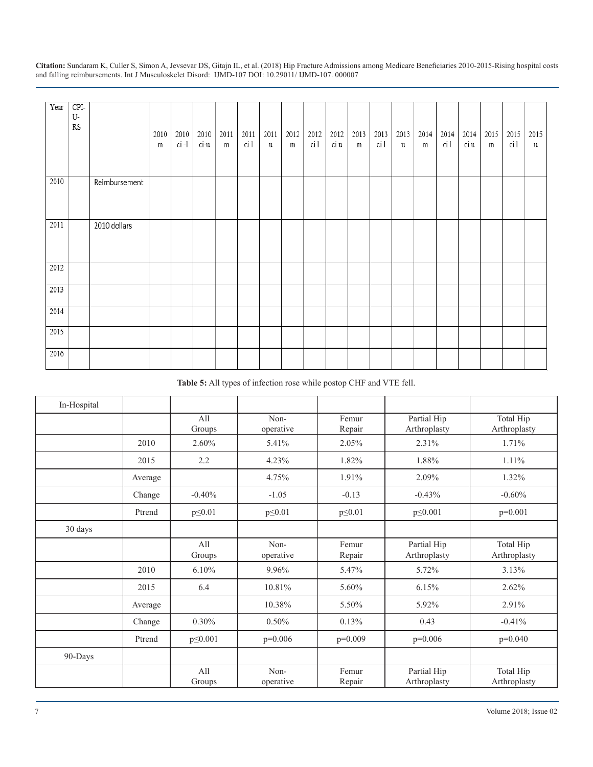| Year | CPI-U-RS | | 2010 m | 2010 ci -l | 2010 ci-u | 2011 m | 2011 ci l | 2011 u | 2012 m | 2012 ci l | 2012 ci u | 2013 m | 2013 ci l | 2013 u | 2014 m | 2014 ci l | 2014 ci u | 2015 m | 2015 ci l | 2015 u |
|---|---|---|---|---|---|---|---|---|---|---|---|---|---|---|---|---|---|---|---|---|
| 2010 | | Reimbursement | | | | | | | | | | | | | | | | | | |
| 2011 | | 2010 dollars | | | | | | | | | | | | | | | | | | |
| 2012 | | | | | | | | | | | | | | | | | | | | |
| 2013 | | | | | | | | | | | | | | | | | | | | |
| 2014 | | | | | | | | | | | | | | | | | | | | |
| 2015 | | | | | | | | | | | | | | | | | | | | |
| 2016 | | | | | | | | | | | | | | | | | | | | |

**Table 5:** All types of infection rose while postop CHF and VTE fell.

| In-Hospital | | | | | | |
|---|---|---|---|---|---|---|
| | | All Groups | Non-operative | Femur Repair | Partial Hip Arthroplasty | Total Hip Arthroplasty |
| | 2010 | 2.60% | 5.41% | 2.05% | 2.31% | 1.71% |
| | 2015 | 2.2 | 4.23% | 1.82% | 1.88% | 1.11% |
| | Average | | 4.75% | 1.91% | 2.09% | 1.32% |
| | Change | -0.40% | -1.05 | -0.13 | -0.43% | -0.60% |
| | Ptrend | p≤0.01 | p≤0.01 | p≤0.01 | p≤0.001 | p=0.001 |
| 30 days | | | | | | |
| | | All Groups | Non-operative | Femur Repair | Partial Hip Arthroplasty | Total Hip Arthroplasty |
| | 2010 | 6.10% | 9.96% | 5.47% | 5.72% | 3.13% |
| | 2015 | 6.4 | 10.81% | 5.60% | 6.15% | 2.62% |
| | Average | | 10.38% | 5.50% | 5.92% | 2.91% |
| | Change | 0.30% | 0.50% | 0.13% | 0.43 | -0.41% |
| | Ptrend | p≤0.001 | p=0.006 | p=0.009 | p=0.006 | p=0.040 |
| 90-Days | | | | | | |
| | | All Groups | Non-operative | Femur Repair | Partial Hip Arthroplasty | Total Hip Arthroplasty |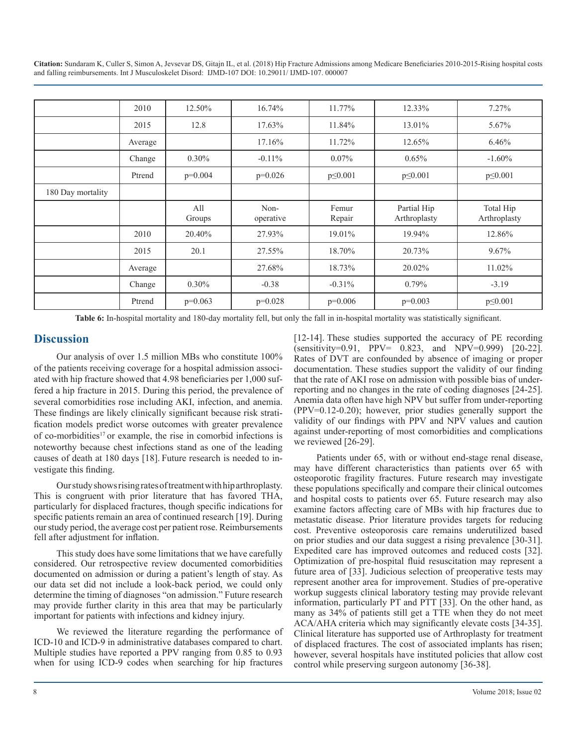| | | | | | | |
|---|---|---|---|---|---|---|
| | 2010 | 12.50% | 16.74% | 11.77% | 12.33% | 7.27% |
| | 2015 | 12.8 | 17.63% | 11.84% | 13.01% | 5.67% |
| | Average | | 17.16% | 11.72% | 12.65% | 6.46% |
| | Change | 0.30% | -0.11% | 0.07% | 0.65% | -1.60% |
| | Ptrend | p=0.004 | p=0.026 | p≤0.001 | p≤0.001 | p≤0.001 |
| 180 Day mortality | | | | | | |
| | | All Groups | Non-operative | Femur Repair | Partial Hip Arthroplasty | Total Hip Arthroplasty |
| | 2010 | 20.40% | 27.93% | 19.01% | 19.94% | 12.86% |
| | 2015 | 20.1 | 27.55% | 18.70% | 20.73% | 9.67% |
| | Average | | 27.68% | 18.73% | 20.02% | 11.02% |
| | Change | 0.30% | -0.38 | -0.31% | 0.79% | -3.19 |
| | Ptrend | p=0.063 | p=0.028 | p=0.006 | p=0.003 | p≤0.001 |

**Table 6:** In-hospital mortality and 180-day mortality fell, but only the fall in in-hospital mortality was statistically significant.

## Discussion

Our analysis of over 1.5 million MBs who constitute 100% of the patients receiving coverage for a hospital admission associated with hip fracture showed that 4.98 beneficiaries per 1,000 suffered a hip fracture in 2015. During this period, the prevalence of several comorbidities rose including AKI, infection, and anemia. These findings are likely clinically significant because risk stratification models predict worse outcomes with greater prevalence of co-morbidities[17] or example, the rise in comorbid infections is noteworthy because chest infections stand as one of the leading causes of death at 180 days [18]. Future research is needed to investigate this finding.

Our study shows rising rates of treatment with hip arthroplasty. This is congruent with prior literature that has favored THA, particularly for displaced fractures, though specific indications for specific patients remain an area of continued research [19]. During our study period, the average cost per patient rose. Reimbursements fell after adjustment for inflation.

This study does have some limitations that we have carefully considered. Our retrospective review documented comorbidities documented on admission or during a patient's length of stay. As our data set did not include a look-back period, we could only determine the timing of diagnoses "on admission." Future research may provide further clarity in this area that may be particularly important for patients with infections and kidney injury.

We reviewed the literature regarding the performance of ICD-10 and ICD-9 in administrative databases compared to chart. Multiple studies have reported a PPV ranging from 0.85 to 0.93 when for using ICD-9 codes when searching for hip fractures [12-14]. These studies supported the accuracy of PE recording (sensitivity=0.91, PPV= 0.823, and NPV=0.999) [20-22]. Rates of DVT are confounded by absence of imaging or proper documentation. These studies support the validity of our finding that the rate of AKI rose on admission with possible bias of under-reporting and no changes in the rate of coding diagnoses [24-25]. Anemia data often have high NPV but suffer from under-reporting (PPV=0.12-0.20); however, prior studies generally support the validity of our findings with PPV and NPV values and caution against under-reporting of most comorbidities and complications we reviewed [26-29].

Patients under 65, with or without end-stage renal disease, may have different characteristics than patients over 65 with osteoporotic fragility fractures. Future research may investigate these populations specifically and compare their clinical outcomes and hospital costs to patients over 65. Future research may also examine factors affecting care of MBs with hip fractures due to metastatic disease. Prior literature provides targets for reducing cost. Preventive osteoporosis care remains underutilized based on prior studies and our data suggest a rising prevalence [30-31]. Expedited care has improved outcomes and reduced costs [32]. Optimization of pre-hospital fluid resuscitation may represent a future area of [33]. Judicious selection of preoperative tests may represent another area for improvement. Studies of pre-operative workup suggests clinical laboratory testing may provide relevant information, particularly PT and PTT [33]. On the other hand, as many as 34% of patients still get a TTE when they do not meet ACA/AHA criteria which may significantly elevate costs [34-35]. Clinical literature has supported use of Arthroplasty for treatment of displaced fractures. The cost of associated implants has risen; however, several hospitals have instituted policies that allow cost control while preserving surgeon autonomy [36-38].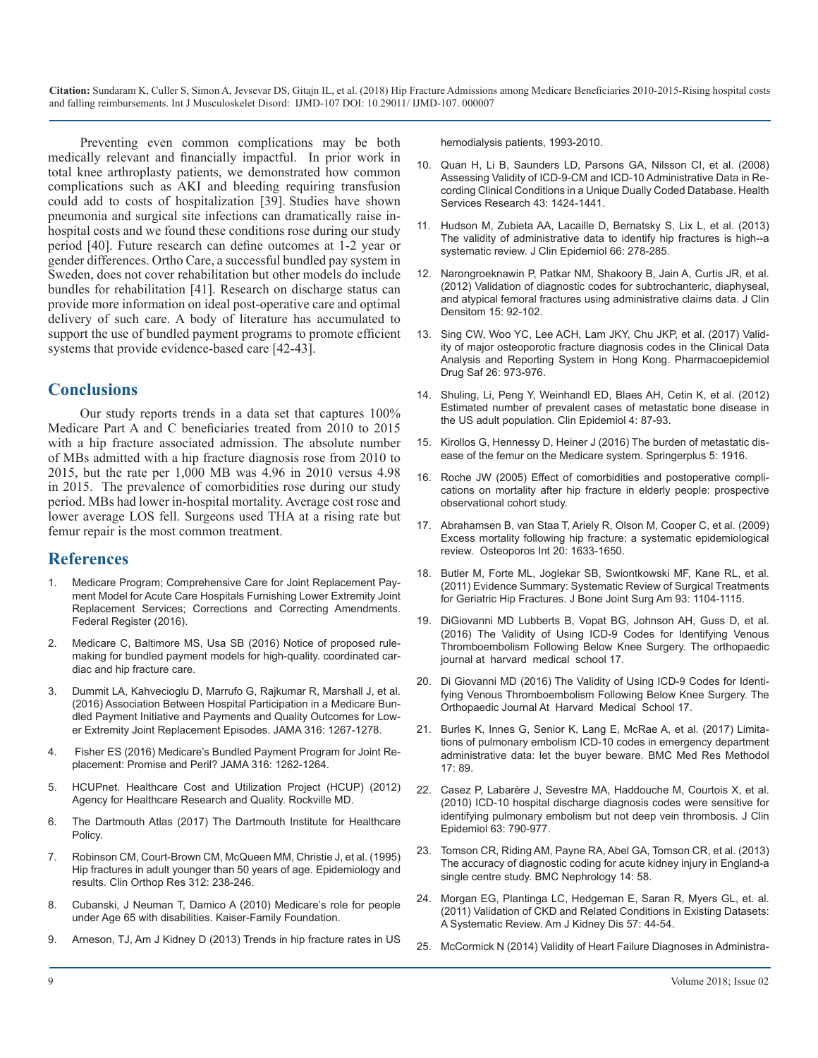Preventing even common complications may be both medically relevant and financially impactful. In prior work in total knee arthroplasty patients, we demonstrated how common complications such as AKI and bleeding requiring transfusion could add to costs of hospitalization [39]. Studies have shown pneumonia and surgical site infections can dramatically raise in-hospital costs and we found these conditions rose during our study period [40]. Future research can define outcomes at 1-2 year or gender differences. Ortho Care, a successful bundled pay system in Sweden, does not cover rehabilitation but other models do include bundles for rehabilitation [41]. Research on discharge status can provide more information on ideal post-operative care and optimal delivery of such care. A body of literature has accumulated to support the use of bundled payment programs to promote efficient systems that provide evidence-based care [42-43].

## Conclusions

Our study reports trends in a data set that captures 100% Medicare Part A and C beneficiaries treated from 2010 to 2015 with a hip fracture associated admission. The absolute number of MBs admitted with a hip fracture diagnosis rose from 2010 to 2015, but the rate per 1,000 MB was 4.96 in 2010 versus 4.98 in 2015. The prevalence of comorbidities rose during our study period. MBs had lower in-hospital mortality. Average cost rose and lower average LOS fell. Surgeons used THA at a rising rate but femur repair is the most common treatment.

## References

1. Medicare Program; Comprehensive Care for Joint Replacement Payment Model for Acute Care Hospitals Furnishing Lower Extremity Joint Replacement Services; Corrections and Correcting Amendments. Federal Register (2016).
2. Medicare C, Baltimore MS, Usa SB (2016) Notice of proposed rulemaking for bundled payment models for high-quality. coordinated cardiac and hip fracture care.
3. Dummit LA, Kahvecioglu D, Marrufo G, Rajkumar R, Marshall J, et al. (2016) Association Between Hospital Participation in a Medicare Bundled Payment Initiative and Payments and Quality Outcomes for Lower Extremity Joint Replacement Episodes. JAMA 316: 1267-1278.
4. Fisher ES (2016) Medicare's Bundled Payment Program for Joint Replacement: Promise and Peril? JAMA 316: 1262-1264.
5. HCUPnet. Healthcare Cost and Utilization Project (HCUP) (2012) Agency for Healthcare Research and Quality. Rockville MD.
6. The Dartmouth Atlas (2017) The Dartmouth Institute for Healthcare Policy.
7. Robinson CM, Court-Brown CM, McQueen MM, Christie J, et al. (1995) Hip fractures in adult younger than 50 years of age. Epidemiology and results. Clin Orthop Res 312: 238-246.
8. Cubanski, J Neuman T, Damico A (2010) Medicare's role for people under Age 65 with disabilities. Kaiser-Family Foundation.
9. Arneson, TJ, Am J Kidney D (2013) Trends in hip fracture rates in US hemodialysis patients, 1993-2010.
10. Quan H, Li B, Saunders LD, Parsons GA, Nilsson CI, et al. (2008) Assessing Validity of ICD-9-CM and ICD-10 Administrative Data in Recording Clinical Conditions in a Unique Dually Coded Database. Health Services Research 43: 1424-1441.
11. Hudson M, Zubieta AA, Lacaille D, Bernatsky S, Lix L, et al. (2013) The validity of administrative data to identify hip fractures is high--a systematic review. J Clin Epidemiol 66: 278-285.
12. Narongroeknawin P, Patkar NM, Shakoory B, Jain A, Curtis JR, et al. (2012) Validation of diagnostic codes for subtrochanteric, diaphyseal, and atypical femoral fractures using administrative claims data. J Clin Densitom 15: 92-102.
13. Sing CW, Woo YC, Lee ACH, Lam JKY, Chu JKP, et al. (2017) Validity of major osteoporotic fracture diagnosis codes in the Clinical Data Analysis and Reporting System in Hong Kong. Pharmacoepidemiol Drug Saf 26: 973-976.
14. Shuling, Li, Peng Y, Weinhandl ED, Blaes AH, Cetin K, et al. (2012) Estimated number of prevalent cases of metastatic bone disease in the US adult population. Clin Epidemiol 4: 87-93.
15. Kirollos G, Hennessy D, Heiner J (2016) The burden of metastatic disease of the femur on the Medicare system. Springerplus 5: 1916.
16. Roche JW (2005) Effect of comorbidities and postoperative complications on mortality after hip fracture in elderly people: prospective observational cohort study.
17. Abrahamsen B, van Staa T, Ariely R, Olson M, Cooper C, et al. (2009) Excess mortality following hip fracture: a systematic epidemiological review. Osteoporos Int 20: 1633-1650.
18. Butler M, Forte ML, Joglekar SB, Swiontkowski MF, Kane RL, et al. (2011) Evidence Summary: Systematic Review of Surgical Treatments for Geriatric Hip Fractures. J Bone Joint Surg Am 93: 1104-1115.
19. DiGiovanni MD Lubberts B, Vopat BG, Johnson AH, Guss D, et al. (2016) The Validity of Using ICD-9 Codes for Identifying Venous Thromboembolism Following Below Knee Surgery. The orthopaedic journal at harvard medical school 17.
20. Di Giovanni MD (2016) The Validity of Using ICD-9 Codes for Identifying Venous Thromboembolism Following Below Knee Surgery. The Orthopaedic Journal At Harvard Medical School 17.
21. Burles K, Innes G, Senior K, Lang E, McRae A, et al. (2017) Limitations of pulmonary embolism ICD-10 codes in emergency department administrative data: let the buyer beware. BMC Med Res Methodol 17: 89.
22. Casez P, Labarère J, Sevestre MA, Haddouche M, Courtois X, et al. (2010) ICD-10 hospital discharge diagnosis codes were sensitive for identifying pulmonary embolism but not deep vein thrombosis. J Clin Epidemiol 63: 790-977.
23. Tomson CR, Riding AM, Payne RA, Abel GA, Tomson CR, et al. (2013) The accuracy of diagnostic coding for acute kidney injury in England-a single centre study. BMC Nephrology 14: 58.
24. Morgan EG, Plantinga LC, Hedgeman E, Saran R, Myers GL, et. al. (2011) Validation of CKD and Related Conditions in Existing Datasets: A Systematic Review. Am J Kidney Dis 57: 44-54.
25. McCormick N (2014) Validity of Heart Failure Diagnoses in Administra-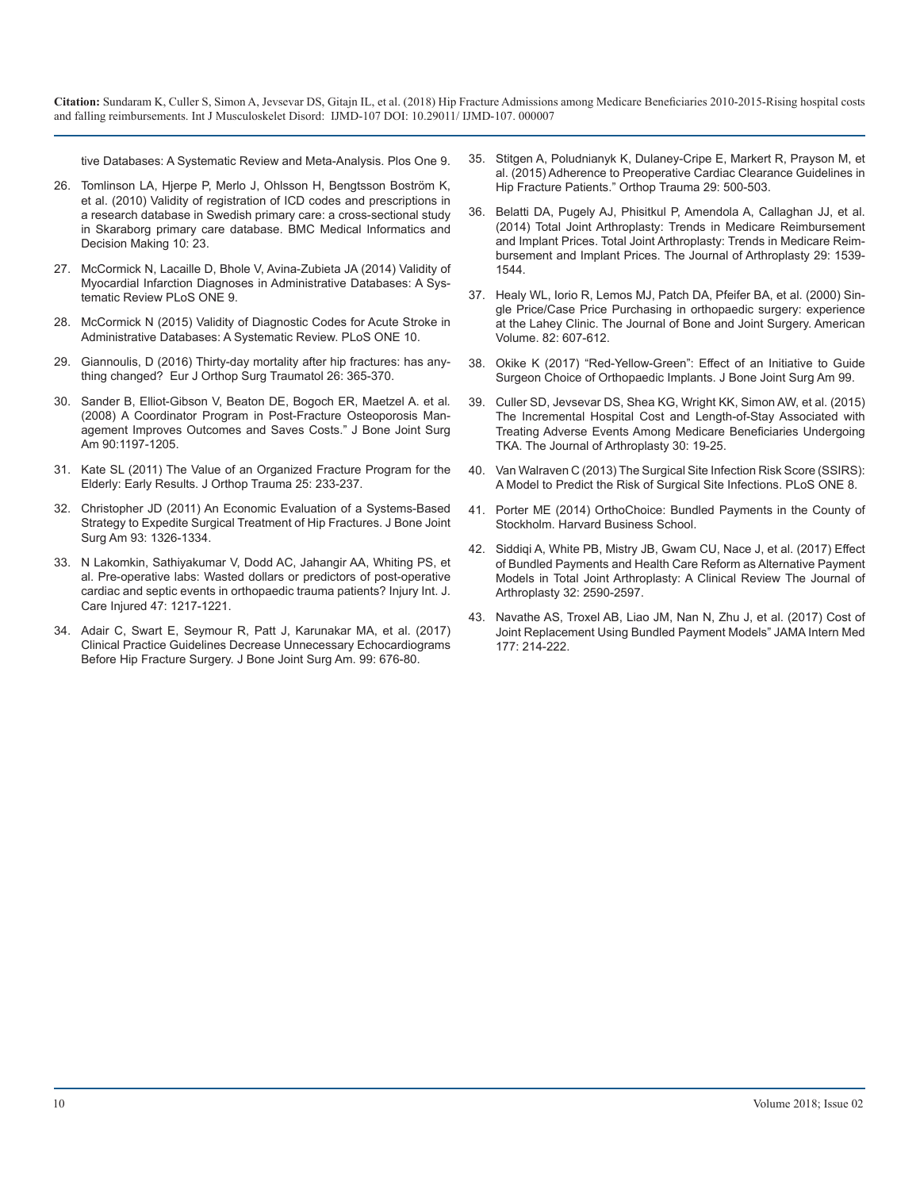tive Databases: A Systematic Review and Meta-Analysis. Plos One 9.

26. Tomlinson LA, Hjerpe P, Merlo J, Ohlsson H, Bengtsson Boström K, et al. (2010) Validity of registration of ICD codes and prescriptions in a research database in Swedish primary care: a cross-sectional study in Skaraborg primary care database. BMC Medical Informatics and Decision Making 10: 23.

27. McCormick N, Lacaille D, Bhole V, Avina-Zubieta JA (2014) Validity of Myocardial Infarction Diagnoses in Administrative Databases: A Systematic Review PLoS ONE 9.

28. McCormick N (2015) Validity of Diagnostic Codes for Acute Stroke in Administrative Databases: A Systematic Review. PLoS ONE 10.

29. Giannoulis, D (2016) Thirty-day mortality after hip fractures: has anything changed? Eur J Orthop Surg Traumatol 26: 365-370.

30. Sander B, Elliot-Gibson V, Beaton DE, Bogoch ER, Maetzel A. et al. (2008) A Coordinator Program in Post-Fracture Osteoporosis Management Improves Outcomes and Saves Costs." J Bone Joint Surg Am 90:1197-1205.

31. Kate SL (2011) The Value of an Organized Fracture Program for the Elderly: Early Results. J Orthop Trauma 25: 233-237.

32. Christopher JD (2011) An Economic Evaluation of a Systems-Based Strategy to Expedite Surgical Treatment of Hip Fractures. J Bone Joint Surg Am 93: 1326-1334.

33. N Lakomkin, Sathiyakumar V, Dodd AC, Jahangir AA, Whiting PS, et al. Pre-operative labs: Wasted dollars or predictors of post-operative cardiac and septic events in orthopaedic trauma patients? Injury Int. J. Care Injured 47: 1217-1221.

34. Adair C, Swart E, Seymour R, Patt J, Karunakar MA, et al. (2017) Clinical Practice Guidelines Decrease Unnecessary Echocardiograms Before Hip Fracture Surgery. J Bone Joint Surg Am. 99: 676-80.

35. Stitgen A, Poludnianyk K, Dulaney-Cripe E, Markert R, Prayson M, et al. (2015) Adherence to Preoperative Cardiac Clearance Guidelines in Hip Fracture Patients." Orthop Trauma 29: 500-503.

36. Belatti DA, Pugely AJ, Phisitkul P, Amendola A, Callaghan JJ, et al. (2014) Total Joint Arthroplasty: Trends in Medicare Reimbursement and Implant Prices. Total Joint Arthroplasty: Trends in Medicare Reimbursement and Implant Prices. The Journal of Arthroplasty 29: 1539-1544.

37. Healy WL, Iorio R, Lemos MJ, Patch DA, Pfeifer BA, et al. (2000) Single Price/Case Price Purchasing in orthopaedic surgery: experience at the Lahey Clinic. The Journal of Bone and Joint Surgery. American Volume. 82: 607-612.

38. Okike K (2017) "Red-Yellow-Green": Effect of an Initiative to Guide Surgeon Choice of Orthopaedic Implants. J Bone Joint Surg Am 99.

39. Culler SD, Jevsevar DS, Shea KG, Wright KK, Simon AW, et al. (2015) The Incremental Hospital Cost and Length-of-Stay Associated with Treating Adverse Events Among Medicare Beneficiaries Undergoing TKA. The Journal of Arthroplasty 30: 19-25.

40. Van Walraven C (2013) The Surgical Site Infection Risk Score (SSIRS): A Model to Predict the Risk of Surgical Site Infections. PLoS ONE 8.

41. Porter ME (2014) OrthoChoice: Bundled Payments in the County of Stockholm. Harvard Business School.

42. Siddiqi A, White PB, Mistry JB, Gwam CU, Nace J, et al. (2017) Effect of Bundled Payments and Health Care Reform as Alternative Payment Models in Total Joint Arthroplasty: A Clinical Review The Journal of Arthroplasty 32: 2590-2597.

43. Navathe AS, Troxel AB, Liao JM, Nan N, Zhu J, et al. (2017) Cost of Joint Replacement Using Bundled Payment Models" JAMA Intern Med 177: 214-222.